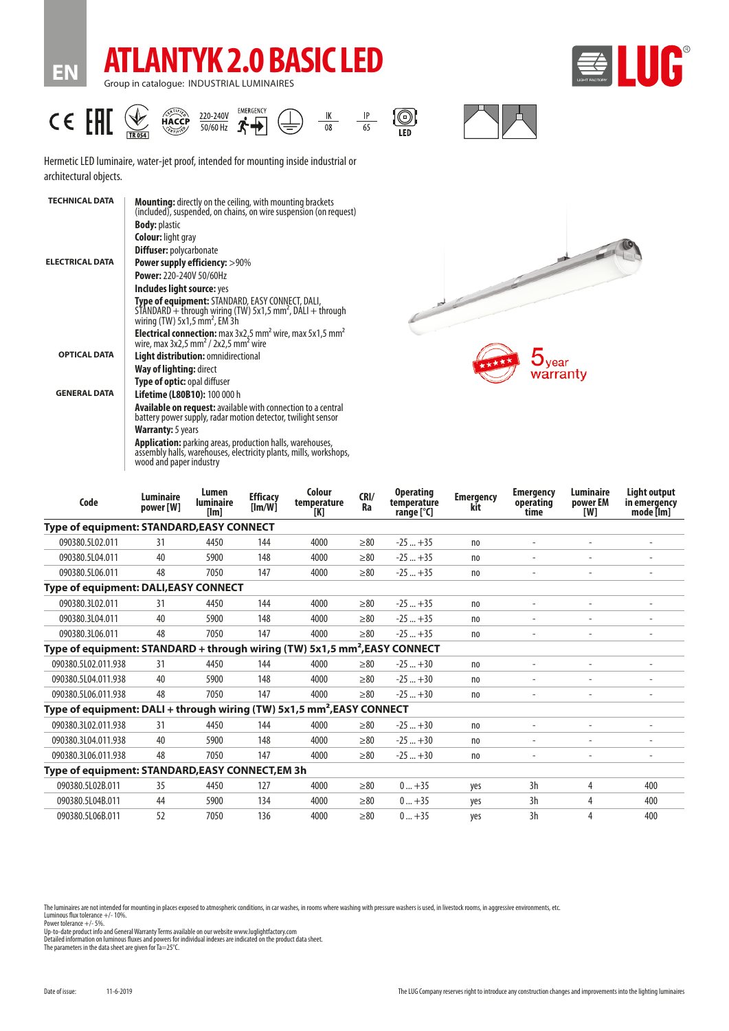EN

# ATLANTYK 2.0 BASIC LED

Group in catalogue: INDUSTRIAL LUMINAIRES

LUG

220-240V 50/60 Hz EMERGENCY IK 08 IP 65 LED

Hermetic LED luminaire, water-jet proof, intended for mounting inside industrial or architectural objects.

**TECHNICAL DATA**

**Mounting:** directly on the ceiling, with mounting brackets (included), suspended, on chains, on wire suspension (on request)
**Body:** plastic
**Colour:** light gray
**Diffuser:** polycarbonate

**ELECTRICAL DATA**

**Power supply efficiency:** >90%
**Power:** 220-240V 50/60Hz
**Includes light source:** yes
**Type of equipment:** STANDARD, EASY CONNECT, DALI, STANDARD + through wiring (TW) 5x1,5 mm², DALI + through wiring (TW) 5x1,5 mm², EM 3h
**Electrical connection:** max 3x2,5 mm² wire, max 5x1,5 mm² wire, max 3x2,5 mm² / 2x2,5 mm² wire

**OPTICAL DATA**

**Light distribution:** omnidirectional
**Way of lighting:** direct
**Type of optic:** opal diffuser

**GENERAL DATA**

**Lifetime (L80B10):** 100 000 h
**Available on request:** available with connection to a central battery power supply, radar motion detector, twilight sensor
**Warranty:** 5 years
**Application:** parking areas, production halls, warehouses, assembly halls, warehouses, electricity plants, mills, workshops, wood and paper industry

5 year warranty

| Code | Luminaire power [W] | Lumen luminaire [lm] | Efficacy [lm/W] | Colour temperature [K] | CRI/ Ra | Operating temperature range [°C] | Emergency kit | Emergency operating time | Luminaire power EM [W] | Light output in emergency mode [lm] |
|---|---|---|---|---|---|---|---|---|---|---|
| **Type of equipment: STANDARD,EASY CONNECT** | | | | | | | | | | |
| 090380.5L02.011 | 31 | 4450 | 144 | 4000 | ≥80 | -25 ... +35 | no | - | - | - |
| 090380.5L04.011 | 40 | 5900 | 148 | 4000 | ≥80 | -25 ... +35 | no | - | - | - |
| 090380.5L06.011 | 48 | 7050 | 147 | 4000 | ≥80 | -25 ... +35 | no | - | - | - |
| **Type of equipment: DALI,EASY CONNECT** | | | | | | | | | | |
| 090380.3L02.011 | 31 | 4450 | 144 | 4000 | ≥80 | -25 ... +35 | no | - | - | - |
| 090380.3L04.011 | 40 | 5900 | 148 | 4000 | ≥80 | -25 ... +35 | no | - | - | - |
| 090380.3L06.011 | 48 | 7050 | 147 | 4000 | ≥80 | -25 ... +35 | no | - | - | - |
| **Type of equipment: STANDARD + through wiring (TW) 5x1,5 mm²,EASY CONNECT** | | | | | | | | | | |
| 090380.5L02.011.938 | 31 | 4450 | 144 | 4000 | ≥80 | -25 ... +30 | no | - | - | - |
| 090380.5L04.011.938 | 40 | 5900 | 148 | 4000 | ≥80 | -25 ... +30 | no | - | - | - |
| 090380.5L06.011.938 | 48 | 7050 | 147 | 4000 | ≥80 | -25 ... +30 | no | - | - | - |
| **Type of equipment: DALI + through wiring (TW) 5x1,5 mm²,EASY CONNECT** | | | | | | | | | | |
| 090380.3L02.011.938 | 31 | 4450 | 144 | 4000 | ≥80 | -25 ... +30 | no | - | - | - |
| 090380.3L04.011.938 | 40 | 5900 | 148 | 4000 | ≥80 | -25 ... +30 | no | - | - | - |
| 090380.3L06.011.938 | 48 | 7050 | 147 | 4000 | ≥80 | -25 ... +30 | no | - | - | - |
| **Type of equipment: STANDARD,EASY CONNECT,EM 3h** | | | | | | | | | | |
| 090380.5L02B.011 | 35 | 4450 | 127 | 4000 | ≥80 | 0 ... +35 | yes | 3h | 4 | 400 |
| 090380.5L04B.011 | 44 | 5900 | 134 | 4000 | ≥80 | 0 ... +35 | yes | 3h | 4 | 400 |
| 090380.5L06B.011 | 52 | 7050 | 136 | 4000 | ≥80 | 0 ... +35 | yes | 3h | 4 | 400 |

The luminaires are not intended for mounting in places exposed to atmospheric conditions, in car washes, in rooms where washing with pressure washers is used, in livestock rooms, in aggressive environments, etc.
Luminous flux tolerance +/- 10%.
Power tolerance +/- 5%.
Up-to-date product info and General Warranty Terms available on our website www.luglightfactory.com
Detailed information on luminous fluxes and powers for individual indexes are indicated on the product data sheet.
The parameters in the data sheet are given for Ta=25°C.

Date of issue: 11-6-2019

The LUG Company reserves right to introduce any construction changes and improvements into the lighting luminaires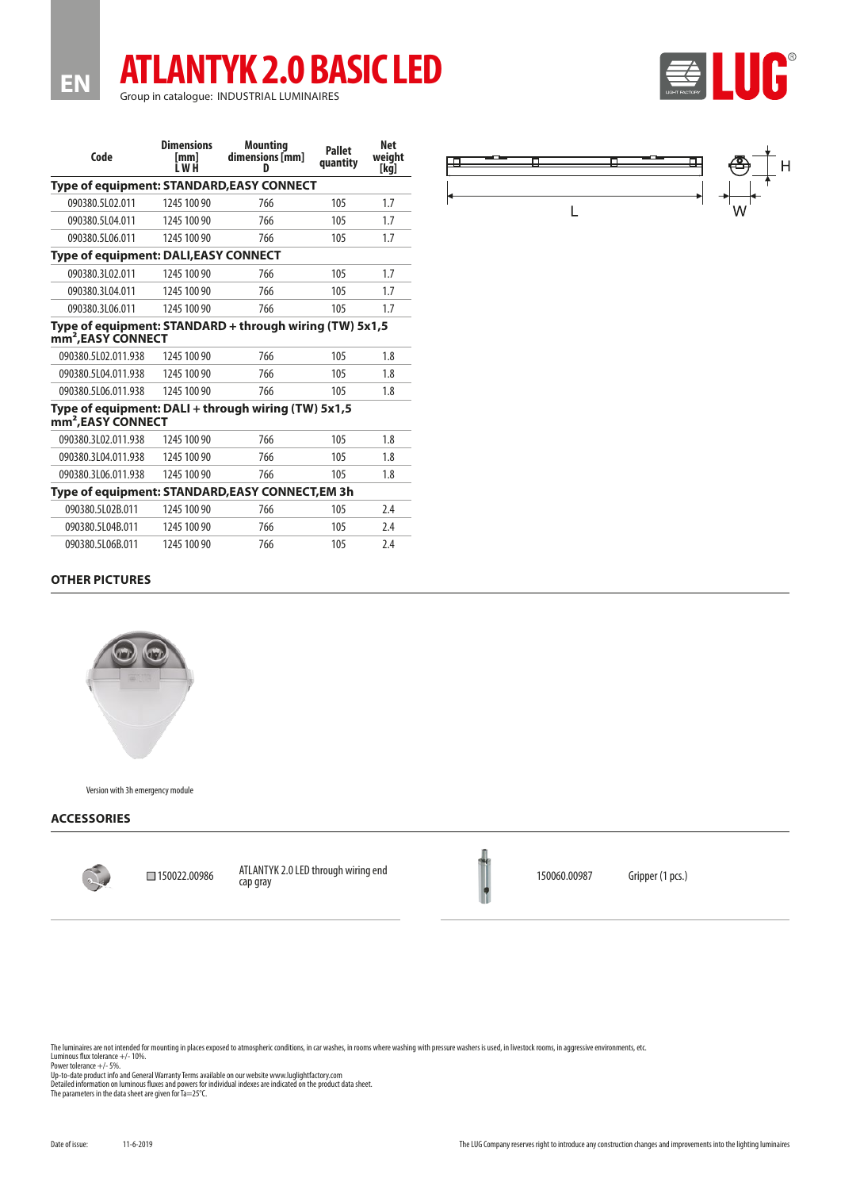# ATLANTYK 2.0 BASIC LED

Group in catalogue: INDUSTRIAL LUMINAIRES

| Code | Dimensions [mm] L W H | Mounting dimensions [mm] D | Pallet quantity | Net weight [kg] |
|---|---|---|---|---|
| **Type of equipment: STANDARD,EASY CONNECT** | | | | |
| 090380.5L02.011 | 1245 100 90 | 766 | 105 | 1.7 |
| 090380.5L04.011 | 1245 100 90 | 766 | 105 | 1.7 |
| 090380.5L06.011 | 1245 100 90 | 766 | 105 | 1.7 |
| **Type of equipment: DALI,EASY CONNECT** | | | | |
| 090380.3L02.011 | 1245 100 90 | 766 | 105 | 1.7 |
| 090380.3L04.011 | 1245 100 90 | 766 | 105 | 1.7 |
| 090380.3L06.011 | 1245 100 90 | 766 | 105 | 1.7 |
| **Type of equipment: STANDARD + through wiring (TW) 5x1,5 mm²,EASY CONNECT** | | | | |
| 090380.5L02.011.938 | 1245 100 90 | 766 | 105 | 1.8 |
| 090380.5L04.011.938 | 1245 100 90 | 766 | 105 | 1.8 |
| 090380.5L06.011.938 | 1245 100 90 | 766 | 105 | 1.8 |
| **Type of equipment: DALI + through wiring (TW) 5x1,5 mm²,EASY CONNECT** | | | | |
| 090380.3L02.011.938 | 1245 100 90 | 766 | 105 | 1.8 |
| 090380.3L04.011.938 | 1245 100 90 | 766 | 105 | 1.8 |
| 090380.3L06.011.938 | 1245 100 90 | 766 | 105 | 1.8 |
| **Type of equipment: STANDARD,EASY CONNECT,EM 3h** | | | | |
| 090380.5L02B.011 | 1245 100 90 | 766 | 105 | 2.4 |
| 090380.5L04B.011 | 1245 100 90 | 766 | 105 | 2.4 |
| 090380.5L06B.011 | 1245 100 90 | 766 | 105 | 2.4 |

L W H

## OTHER PICTURES

Version with 3h emergency module

## ACCESSORIES

| Code | Description |
|---|---|
| 150022.00986 | ATLANTYK 2.0 LED through wiring end cap gray |
| 150060.00987 | Gripper (1 pcs.) |

The luminaires are not intended for mounting in places exposed to atmospheric conditions, in car washes, in rooms where washing with pressure washers is used, in livestock rooms, in aggressive environments, etc.
Luminous flux tolerance +/- 10%.
Power tolerance +/- 5%.
Up-to-date product info and General Warranty Terms available on our website www.luglightfactory.com
Detailed information on luminous fluxes and powers for individual indexes are indicated on the product data sheet.
The parameters in the data sheet are given for Ta=25°C.

Date of issue: 11-6-2019

The LUG Company reserves right to introduce any construction changes and improvements into the lighting luminaires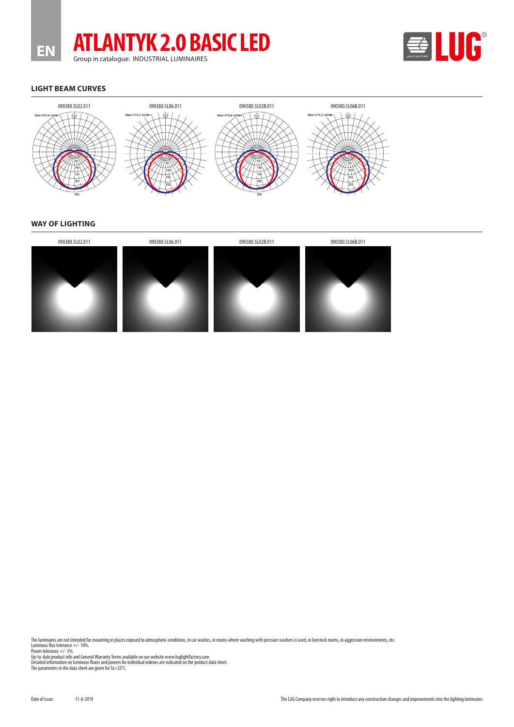EN

# ATLANTYK 2.0 BASIC LED

Group in catalogue: INDUSTRIAL LUMINAIRES

## LIGHT BEAM CURVES

090380.5L02.011

Max=275,8 cd/klm

50
100
150
200
250
300

090380.5L06.011

Max=274,2 cd/klm

50
100
150
200
250

090380.5L02B.011

Max=275,8 cd/klm

50
100
150
200
250
300

090380.5L06B.011

Max=274,2 cd/klm

50
100
150
200
250

## WAY OF LIGHTING

090380.5L02.011

090380.5L06.011

090380.5L02B.011

090380.5L06B.011

The luminaires are not intended for mounting in places exposed to atmospheric conditions, in car washes, in rooms where washing with pressure washers is used, in livestock rooms, in aggressive environments, etc.
Luminous flux tolerance +/- 10%.
Power tolerance +/- 5%.
Up-to-date product info and General Warranty Terms available on our website www.luglightfactory.com
Detailed information on luminous fluxes and powers for individual indexes are indicated on the product data sheet.
The parameters in the data sheet are given for Ta=25°C.

Date of issue: 11-6-2019

The LUG Company reserves right to introduce any construction changes and improvements into the lighting luminaires